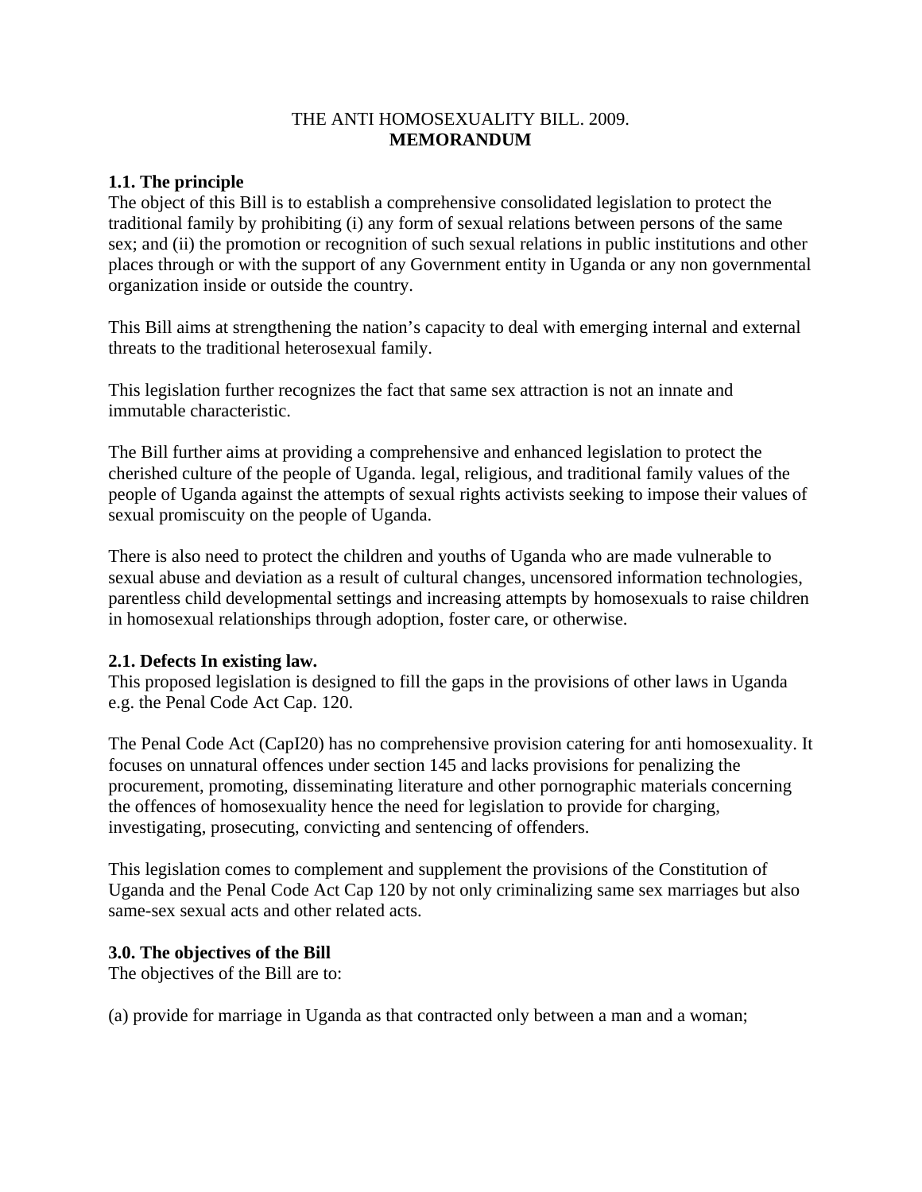THE ANTI HOMOSEXUALITY BILL. 2009.
**MEMORANDUM**

**1.1. The principle**

The object of this Bill is to establish a comprehensive consolidated legislation to protect the traditional family by prohibiting (i) any form of sexual relations between persons of the same sex; and (ii) the promotion or recognition of such sexual relations in public institutions and other places through or with the support of any Government entity in Uganda or any non governmental organization inside or outside the country.

This Bill aims at strengthening the nation's capacity to deal with emerging internal and external threats to the traditional heterosexual family.

This legislation further recognizes the fact that same sex attraction is not an innate and immutable characteristic.

The Bill further aims at providing a comprehensive and enhanced legislation to protect the cherished culture of the people of Uganda. legal, religious, and traditional family values of the people of Uganda against the attempts of sexual rights activists seeking to impose their values of sexual promiscuity on the people of Uganda.

There is also need to protect the children and youths of Uganda who are made vulnerable to sexual abuse and deviation as a result of cultural changes, uncensored information technologies, parentless child developmental settings and increasing attempts by homosexuals to raise children in homosexual relationships through adoption, foster care, or otherwise.

**2.1. Defects In existing law.**

This proposed legislation is designed to fill the gaps in the provisions of other laws in Uganda e.g. the Penal Code Act Cap. 120.

The Penal Code Act (CapI20) has no comprehensive provision catering for anti homosexuality. It focuses on unnatural offences under section 145 and lacks provisions for penalizing the procurement, promoting, disseminating literature and other pornographic materials concerning the offences of homosexuality hence the need for legislation to provide for charging, investigating, prosecuting, convicting and sentencing of offenders.

This legislation comes to complement and supplement the provisions of the Constitution of Uganda and the Penal Code Act Cap 120 by not only criminalizing same sex marriages but also same-sex sexual acts and other related acts.

**3.0. The objectives of the Bill**

The objectives of the Bill are to:

(a) provide for marriage in Uganda as that contracted only between a man and a woman;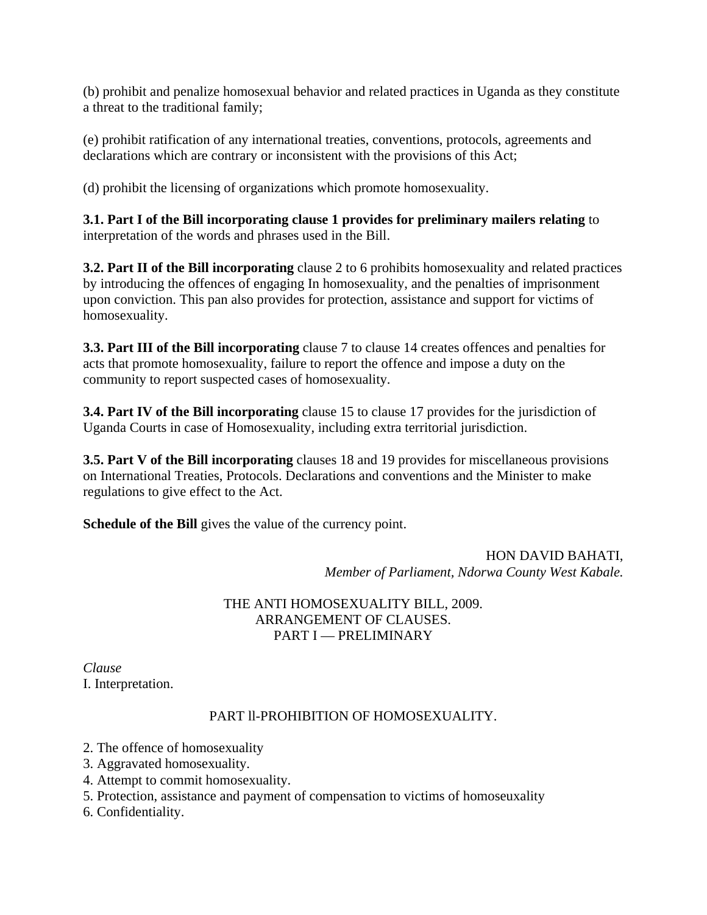(b) prohibit and penalize homosexual behavior and related practices in Uganda as they constitute a threat to the traditional family;

(e) prohibit ratification of any international treaties, conventions, protocols, agreements and declarations which are contrary or inconsistent with the provisions of this Act;

(d) prohibit the licensing of organizations which promote homosexuality.

**3.1. Part I of the Bill incorporating clause 1 provides for preliminary mailers relating** to interpretation of the words and phrases used in the Bill.

**3.2. Part II of the Bill incorporating** clause 2 to 6 prohibits homosexuality and related practices by introducing the offences of engaging In homosexuality, and the penalties of imprisonment upon conviction. This pan also provides for protection, assistance and support for victims of homosexuality.

**3.3. Part III of the Bill incorporating** clause 7 to clause 14 creates offences and penalties for acts that promote homosexuality, failure to report the offence and impose a duty on the community to report suspected cases of homosexuality.

**3.4. Part IV of the Bill incorporating** clause 15 to clause 17 provides for the jurisdiction of Uganda Courts in case of Homosexuality, including extra territorial jurisdiction.

**3.5. Part V of the Bill incorporating** clauses 18 and 19 provides for miscellaneous provisions on International Treaties, Protocols. Declarations and conventions and the Minister to make regulations to give effect to the Act.

**Schedule of the Bill** gives the value of the currency point.

HON DAVID BAHATI,
*Member of Parliament, Ndorwa County West Kabale.*

THE ANTI HOMOSEXUALITY BILL, 2009.
ARRANGEMENT OF CLAUSES.
PART I — PRELIMINARY

*Clause*
I. Interpretation.

PART ll-PROHIBITION OF HOMOSEXUALITY.

2. The offence of homosexuality
3. Aggravated homosexuality.
4. Attempt to commit homosexuality.
5. Protection, assistance and payment of compensation to victims of homoseuxality
6. Confidentiality.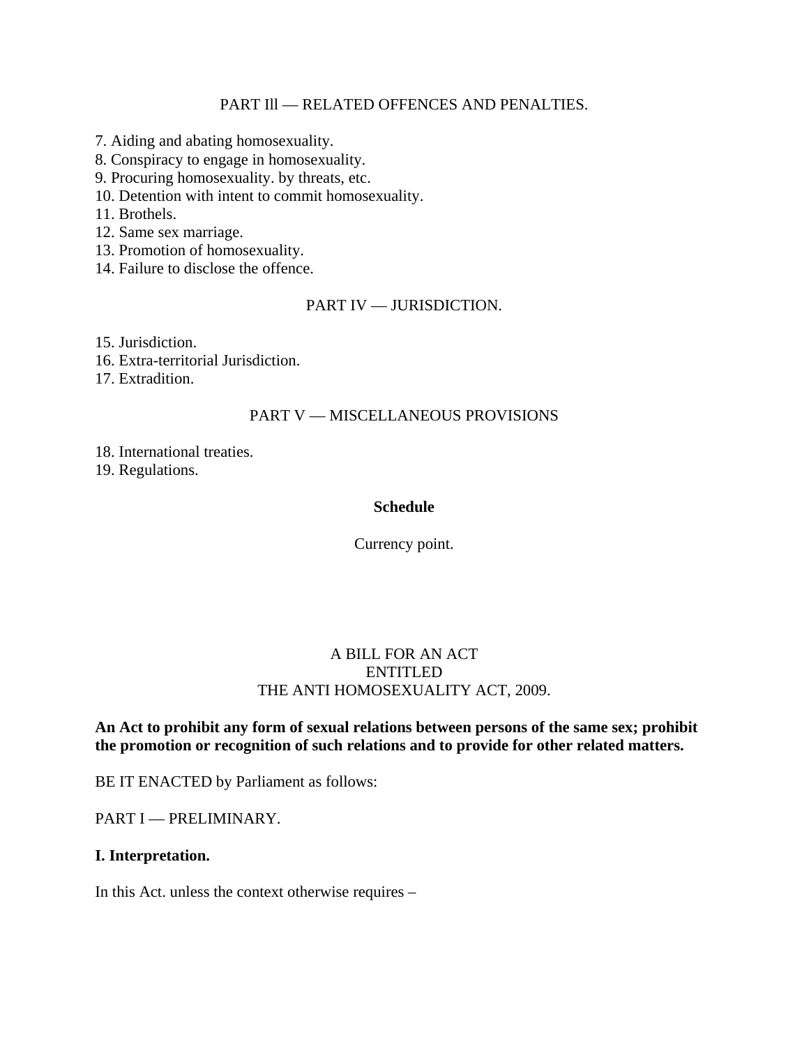PART Ill — RELATED OFFENCES AND PENALTIES.

7. Aiding and abating homosexuality.
8. Conspiracy to engage in homosexuality.
9. Procuring homosexuality. by threats, etc.
10. Detention with intent to commit homosexuality.
11. Brothels.
12. Same sex marriage.
13. Promotion of homosexuality.
14. Failure to disclose the offence.

PART IV — JURISDICTION.

15. Jurisdiction.
16. Extra-territorial Jurisdiction.
17. Extradition.

PART V — MISCELLANEOUS PROVISIONS

18. International treaties.
19. Regulations.

**Schedule**

Currency point.

A BILL FOR AN ACT
ENTITLED
THE ANTI HOMOSEXUALITY ACT, 2009.

**An Act to prohibit any form of sexual relations between persons of the same sex; prohibit the promotion or recognition of such relations and to provide for other related matters.**

BE IT ENACTED by Parliament as follows:

PART I — PRELIMINARY.

**I. Interpretation.**

In this Act. unless the context otherwise requires –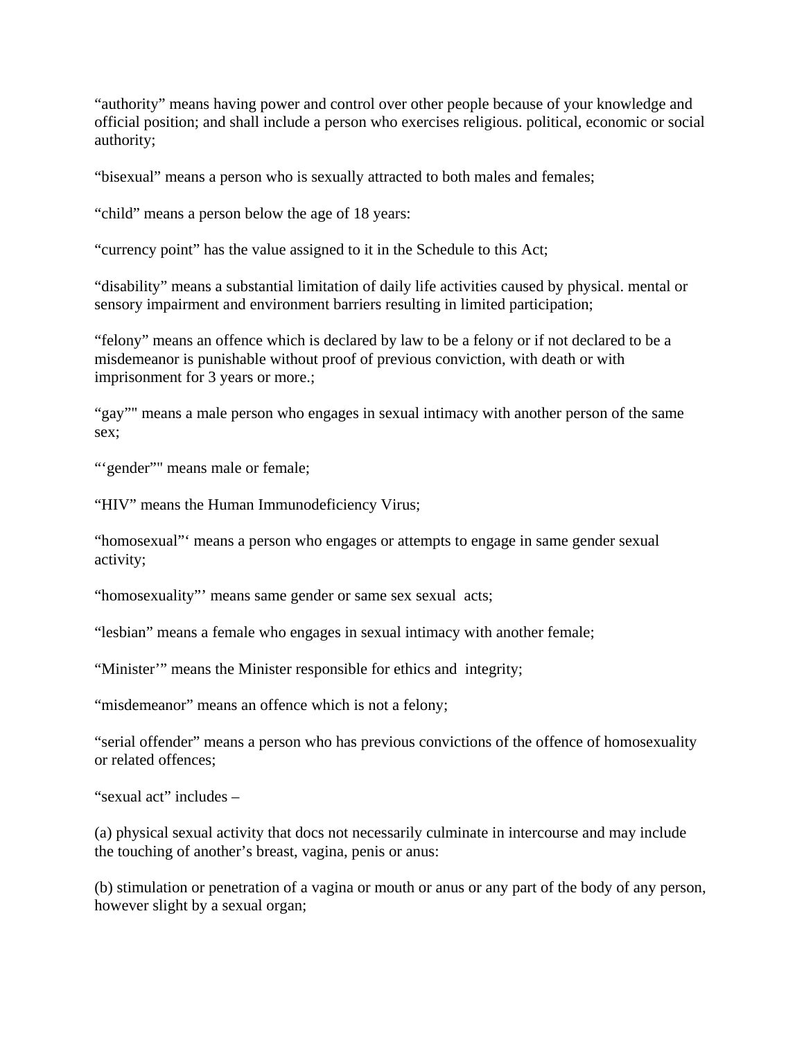“authority” means having power and control over other people because of your knowledge and official position; and shall include a person who exercises religious. political, economic or social authority;

“bisexual” means a person who is sexually attracted to both males and females;

“child” means a person below the age of 18 years:

“currency point” has the value assigned to it in the Schedule to this Act;

“disability” means a substantial limitation of daily life activities caused by physical. mental or sensory impairment and environment barriers resulting in limited participation;

“felony” means an offence which is declared by law to be a felony or if not declared to be a misdemeanor is punishable without proof of previous conviction, with death or with imprisonment for 3 years or more.;

“gay”" means a male person who engages in sexual intimacy with another person of the same sex;

“‘gender”" means male or female;

“HIV” means the Human Immunodeficiency Virus;

“homosexual”‘ means a person who engages or attempts to engage in same gender sexual activity;

“homosexuality”’ means same gender or same sex sexual acts;

“lesbian” means a female who engages in sexual intimacy with another female;

“Minister’” means the Minister responsible for ethics and integrity;

“misdemeanor” means an offence which is not a felony;

“serial offender” means a person who has previous convictions of the offence of homosexuality or related offences;

“sexual act” includes –

(a) physical sexual activity that docs not necessarily culminate in intercourse and may include the touching of another’s breast, vagina, penis or anus:

(b) stimulation or penetration of a vagina or mouth or anus or any part of the body of any person, however slight by a sexual organ;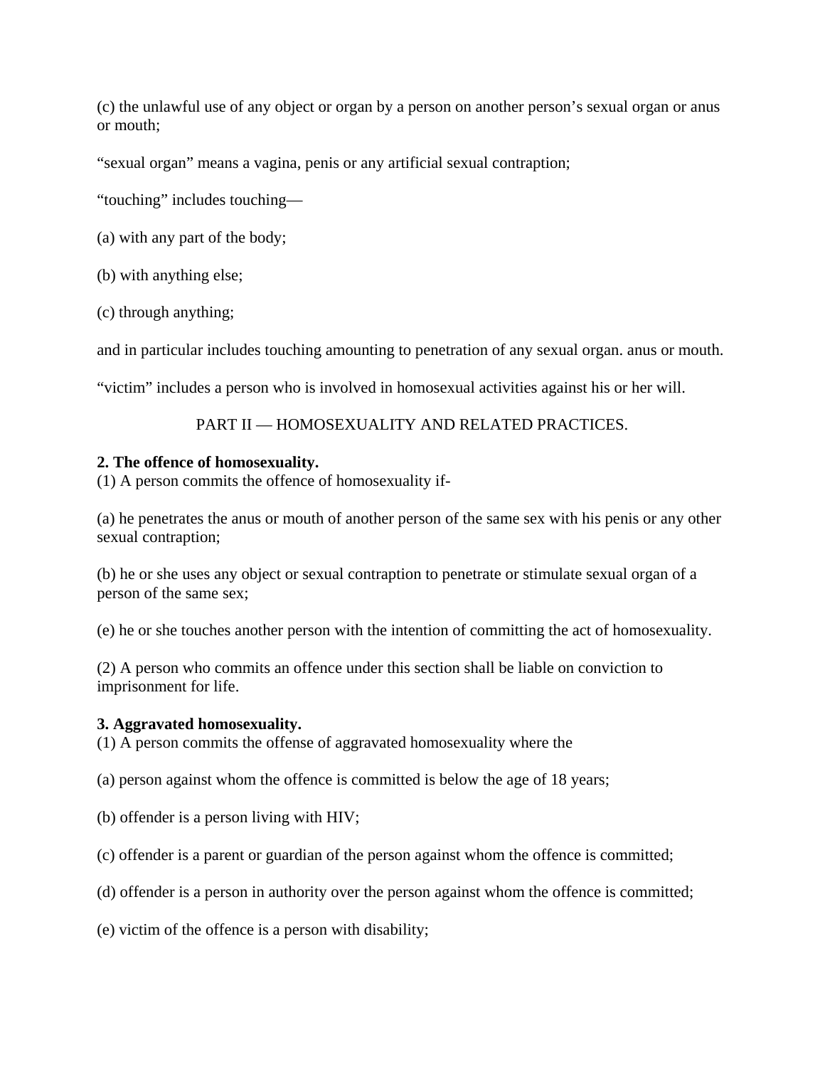(c) the unlawful use of any object or organ by a person on another person's sexual organ or anus or mouth;

"sexual organ" means a vagina, penis or any artificial sexual contraption;

"touching" includes touching—

(a) with any part of the body;

(b) with anything else;

(c) through anything;

and in particular includes touching amounting to penetration of any sexual organ. anus or mouth.

"victim" includes a person who is involved in homosexual activities against his or her will.

PART II — HOMOSEXUALITY AND RELATED PRACTICES.

**2. The offence of homosexuality.**
(1) A person commits the offence of homosexuality if-

(a) he penetrates the anus or mouth of another person of the same sex with his penis or any other sexual contraption;

(b) he or she uses any object or sexual contraption to penetrate or stimulate sexual organ of a person of the same sex;

(e) he or she touches another person with the intention of committing the act of homosexuality.

(2) A person who commits an offence under this section shall be liable on conviction to imprisonment for life.

**3. Aggravated homosexuality.**
(1) A person commits the offense of aggravated homosexuality where the

(a) person against whom the offence is committed is below the age of 18 years;

(b) offender is a person living with HIV;

(c) offender is a parent or guardian of the person against whom the offence is committed;

(d) offender is a person in authority over the person against whom the offence is committed;

(e) victim of the offence is a person with disability;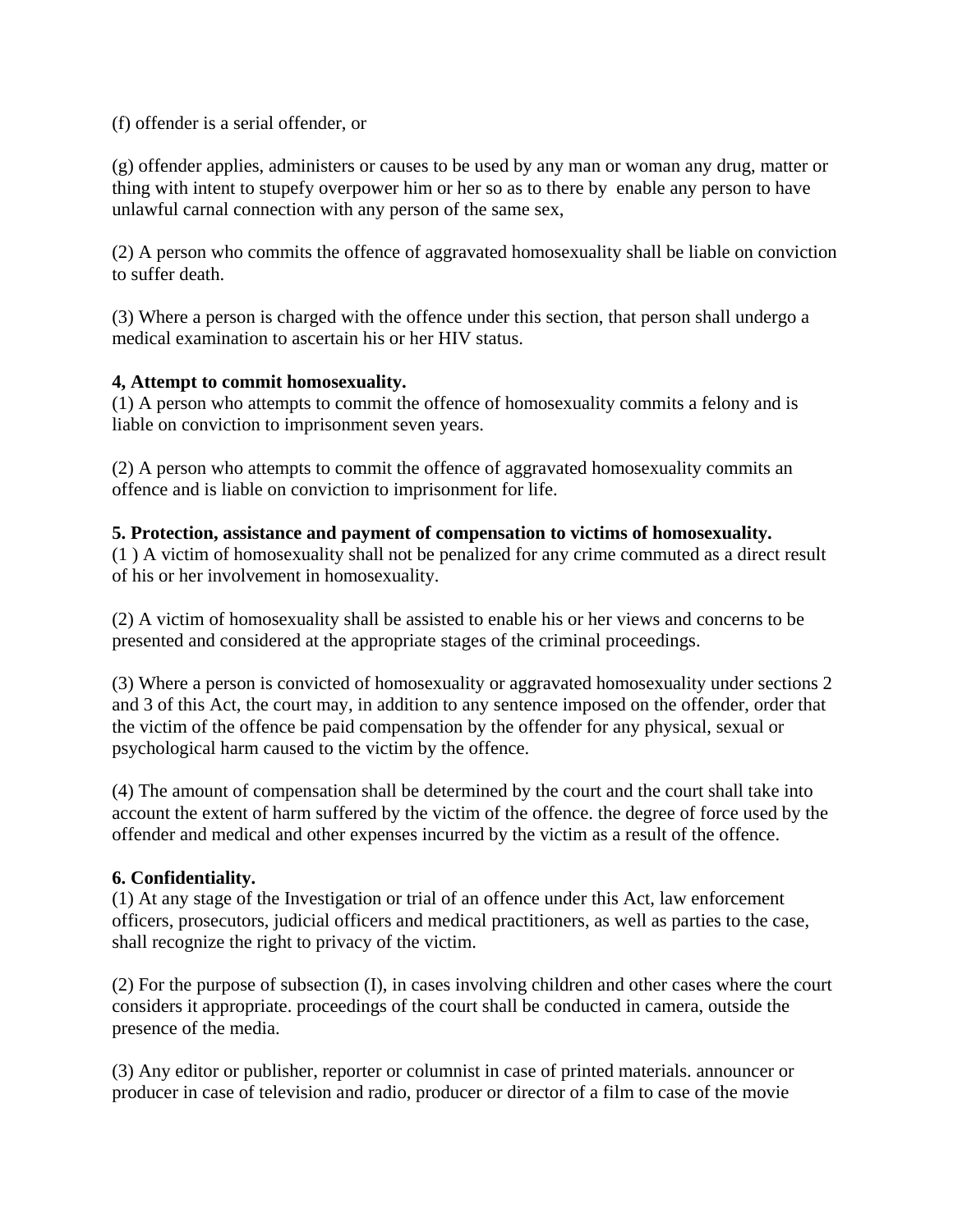(f) offender is a serial offender, or

(g) offender applies, administers or causes to be used by any man or woman any drug, matter or thing with intent to stupefy overpower him or her so as to there by  enable any person to have unlawful carnal connection with any person of the same sex,

(2) A person who commits the offence of aggravated homosexuality shall be liable on conviction to suffer death.

(3) Where a person is charged with the offence under this section, that person shall undergo a medical examination to ascertain his or her HIV status.

**4, Attempt to commit homosexuality.**
(1) A person who attempts to commit the offence of homosexuality commits a felony and is liable on conviction to imprisonment seven years.

(2) A person who attempts to commit the offence of aggravated homosexuality commits an offence and is liable on conviction to imprisonment for life.

**5. Protection, assistance and payment of compensation to victims of homosexuality.**
(1 ) A victim of homosexuality shall not be penalized for any crime commuted as a direct result of his or her involvement in homosexuality.

(2) A victim of homosexuality shall be assisted to enable his or her views and concerns to be presented and considered at the appropriate stages of the criminal proceedings.

(3) Where a person is convicted of homosexuality or aggravated homosexuality under sections 2 and 3 of this Act, the court may, in addition to any sentence imposed on the offender, order that the victim of the offence be paid compensation by the offender for any physical, sexual or psychological harm caused to the victim by the offence.

(4) The amount of compensation shall be determined by the court and the court shall take into account the extent of harm suffered by the victim of the offence. the degree of force used by the offender and medical and other expenses incurred by the victim as a result of the offence.

**6. Confidentiality.**
(1) At any stage of the Investigation or trial of an offence under this Act, law enforcement officers, prosecutors, judicial officers and medical practitioners, as well as parties to the case, shall recognize the right to privacy of the victim.

(2) For the purpose of subsection (I), in cases involving children and other cases where the court considers it appropriate. proceedings of the court shall be conducted in camera, outside the presence of the media.

(3) Any editor or publisher, reporter or columnist in case of printed materials. announcer or producer in case of television and radio, producer or director of a film to case of the movie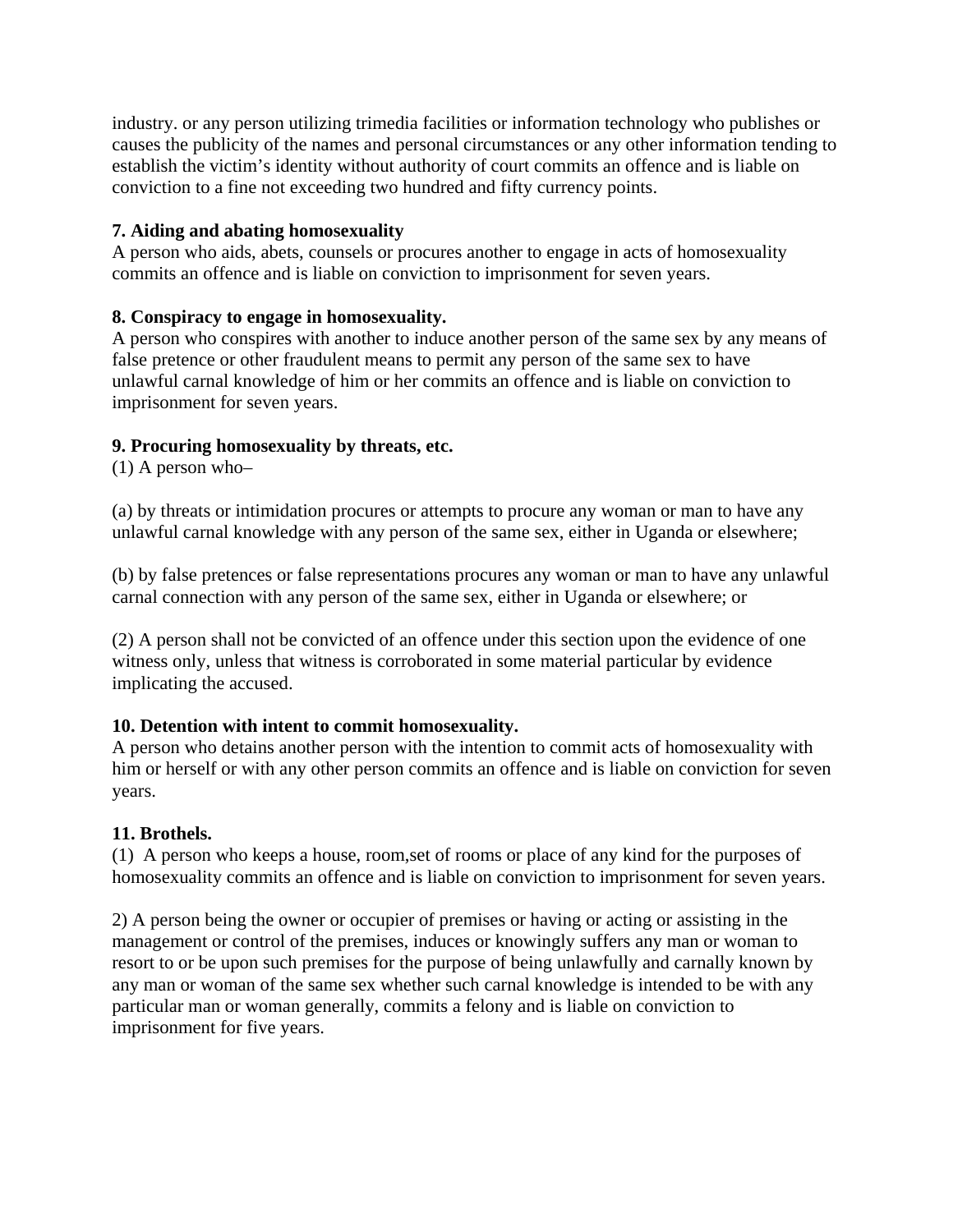industry. or any person utilizing trimedia facilities or information technology who publishes or causes the publicity of the names and personal circumstances or any other information tending to establish the victim's identity without authority of court commits an offence and is liable on conviction to a fine not exceeding two hundred and fifty currency points.

**7. Aiding and abating homosexuality**
A person who aids, abets, counsels or procures another to engage in acts of homosexuality commits an offence and is liable on conviction to imprisonment for seven years.

**8. Conspiracy to engage in homosexuality.**
A person who conspires with another to induce another person of the same sex by any means of false pretence or other fraudulent means to permit any person of the same sex to have unlawful carnal knowledge of him or her commits an offence and is liable on conviction to imprisonment for seven years.

**9. Procuring homosexuality by threats, etc.**
(1) A person who–

(a) by threats or intimidation procures or attempts to procure any woman or man to have any unlawful carnal knowledge with any person of the same sex, either in Uganda or elsewhere;

(b) by false pretences or false representations procures any woman or man to have any unlawful carnal connection with any person of the same sex, either in Uganda or elsewhere; or

(2) A person shall not be convicted of an offence under this section upon the evidence of one witness only, unless that witness is corroborated in some material particular by evidence implicating the accused.

**10. Detention with intent to commit homosexuality.**
A person who detains another person with the intention to commit acts of homosexuality with him or herself or with any other person commits an offence and is liable on conviction for seven years.

**11. Brothels.**
(1) A person who keeps a house, room,set of rooms or place of any kind for the purposes of homosexuality commits an offence and is liable on conviction to imprisonment for seven years.

2) A person being the owner or occupier of premises or having or acting or assisting in the management or control of the premises, induces or knowingly suffers any man or woman to resort to or be upon such premises for the purpose of being unlawfully and carnally known by any man or woman of the same sex whether such carnal knowledge is intended to be with any particular man or woman generally, commits a felony and is liable on conviction to imprisonment for five years.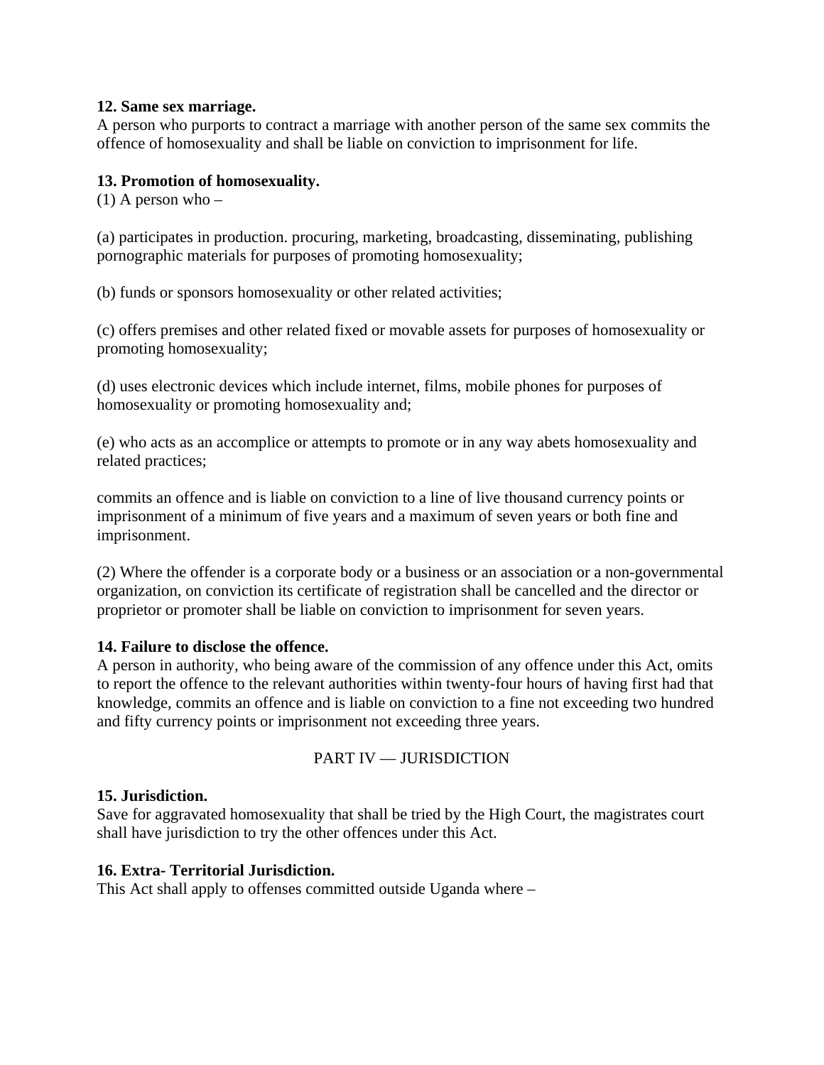**12. Same sex marriage.**
A person who purports to contract a marriage with another person of the same sex commits the offence of homosexuality and shall be liable on conviction to imprisonment for life.

**13. Promotion of homosexuality.**
(1) A person who –

(a) participates in production. procuring, marketing, broadcasting, disseminating, publishing pornographic materials for purposes of promoting homosexuality;

(b) funds or sponsors homosexuality or other related activities;

(c) offers premises and other related fixed or movable assets for purposes of homosexuality or promoting homosexuality;

(d) uses electronic devices which include internet, films, mobile phones for purposes of homosexuality or promoting homosexuality and;

(e) who acts as an accomplice or attempts to promote or in any way abets homosexuality and related practices;

commits an offence and is liable on conviction to a line of live thousand currency points or imprisonment of a minimum of five years and a maximum of seven years or both fine and imprisonment.

(2) Where the offender is a corporate body or a business or an association or a non-governmental organization, on conviction its certificate of registration shall be cancelled and the director or proprietor or promoter shall be liable on conviction to imprisonment for seven years.

**14. Failure to disclose the offence.**
A person in authority, who being aware of the commission of any offence under this Act, omits to report the offence to the relevant authorities within twenty-four hours of having first had that knowledge, commits an offence and is liable on conviction to a fine not exceeding two hundred and fifty currency points or imprisonment not exceeding three years.

PART IV — JURISDICTION

**15. Jurisdiction.**
Save for aggravated homosexuality that shall be tried by the High Court, the magistrates court shall have jurisdiction to try the other offences under this Act.

**16. Extra- Territorial Jurisdiction.**
This Act shall apply to offenses committed outside Uganda where –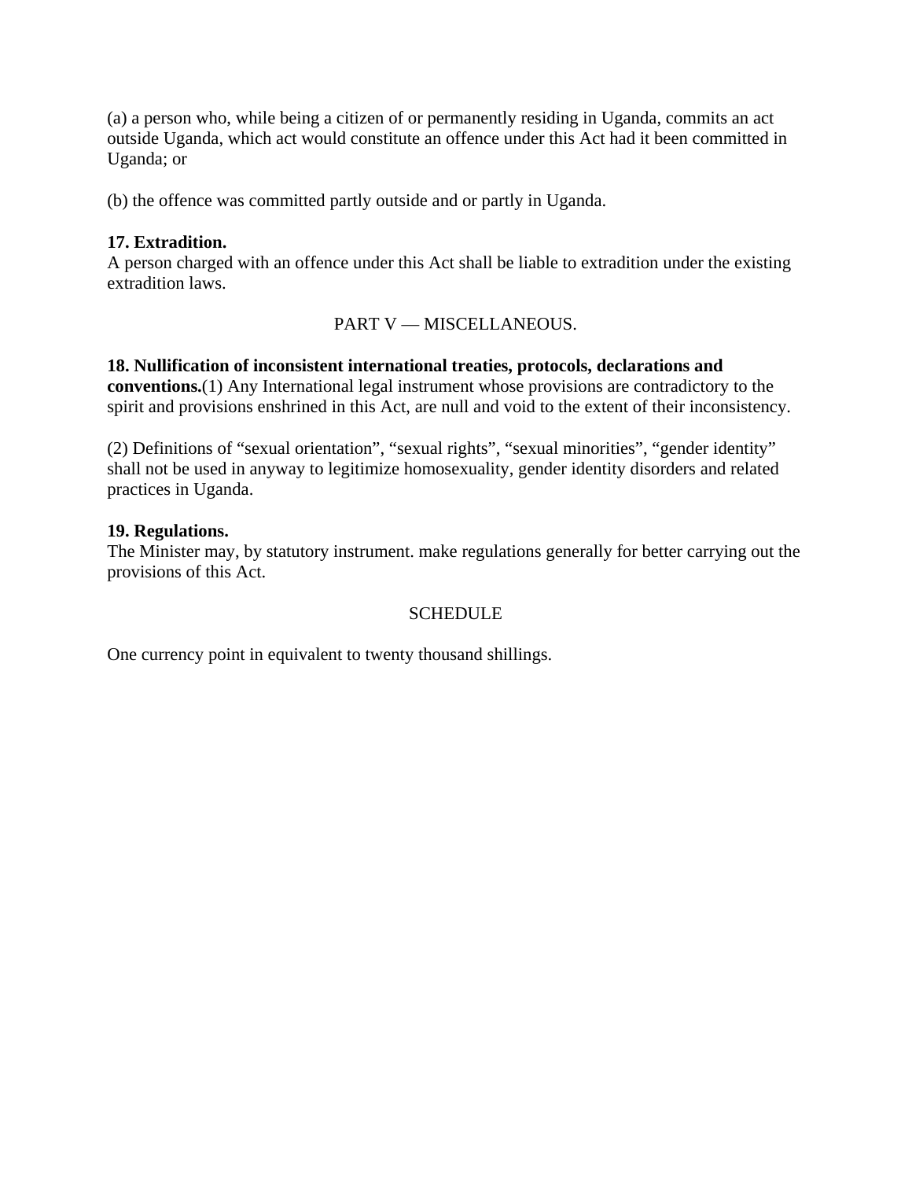(a) a person who, while being a citizen of or permanently residing in Uganda, commits an act outside Uganda, which act would constitute an offence under this Act had it been committed in Uganda; or

(b) the offence was committed partly outside and or partly in Uganda.

**17. Extradition.**
A person charged with an offence under this Act shall be liable to extradition under the existing extradition laws.

PART V — MISCELLANEOUS.

**18. Nullification of inconsistent international treaties, protocols, declarations and conventions.**(1) Any International legal instrument whose provisions are contradictory to the spirit and provisions enshrined in this Act, are null and void to the extent of their inconsistency.

(2) Definitions of "sexual orientation", "sexual rights", "sexual minorities", "gender identity" shall not be used in anyway to legitimize homosexuality, gender identity disorders and related practices in Uganda.

**19. Regulations.**
The Minister may, by statutory instrument. make regulations generally for better carrying out the provisions of this Act.

SCHEDULE

One currency point in equivalent to twenty thousand shillings.